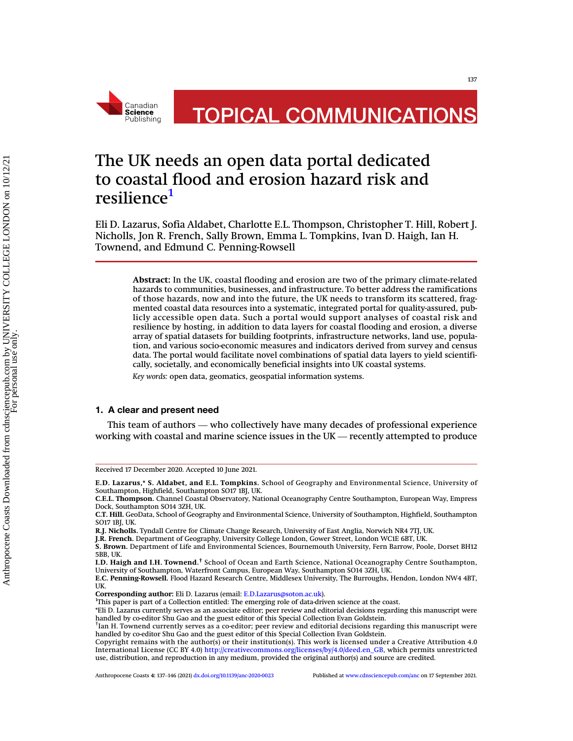# The UK needs an open data portal dedicated to coastal flood and erosion hazard risk and resilience[1]

Eli D. Lazarus, Sofia Aldabet, Charlotte E.L. Thompson, Christopher T. Hill, Robert J. Nicholls, Jon R. French, Sally Brown, Emma L. Tompkins, Ivan D. Haigh, Ian H. Townend, and Edmund C. Penning-Rowsell

**Abstract:** In the UK, coastal flooding and erosion are two of the primary climate-related hazards to communities, businesses, and infrastructure. To better address the ramifications of those hazards, now and into the future, the UK needs to transform its scattered, fragmented coastal data resources into a systematic, integrated portal for quality-assured, publicly accessible open data. Such a portal would support analyses of coastal risk and resilience by hosting, in addition to data layers for coastal flooding and erosion, a diverse array of spatial datasets for building footprints, infrastructure networks, land use, population, and various socio-economic measures and indicators derived from survey and census data. The portal would facilitate novel combinations of spatial data layers to yield scientifically, societally, and economically beneficial insights into UK coastal systems.

*Key words:* open data, geomatics, geospatial information systems.

## 1. A clear and present need

This team of authors — who collectively have many decades of professional experience working with coastal and marine science issues in the UK — recently attempted to produce

---

Received 17 December 2020. Accepted 10 June 2021.

**E.D. Lazarus,* S. Aldabet, and E.L. Tompkins.** School of Geography and Environmental Science, University of Southampton, Highfield, Southampton SO17 1BJ, UK.
**C.E.L. Thompson.** Channel Coastal Observatory, National Oceanography Centre Southampton, European Way, Empress Dock, Southampton SO14 3ZH, UK.
**C.T. Hill.** GeoData, School of Geography and Environmental Science, University of Southampton, Highfield, Southampton SO17 1BJ, UK.
**R.J. Nicholls.** Tyndall Centre for Climate Change Research, University of East Anglia, Norwich NR4 7TJ, UK.
**J.R. French.** Department of Geography, University College London, Gower Street, London WC1E 6BT, UK.
**S. Brown.** Department of Life and Environmental Sciences, Bournemouth University, Fern Barrow, Poole, Dorset BH12 5BB, UK.
**I.D. Haigh and I.H. Townend.**[†] School of Ocean and Earth Science, National Oceanography Centre Southampton, University of Southampton, Waterfront Campus, European Way, Southampton SO14 3ZH, UK.
**E.C. Penning-Rowsell.** Flood Hazard Research Centre, Middlesex University, The Burroughs, Hendon, London NW4 4BT, UK.

**Corresponding author:** Eli D. Lazarus (email: E.D.Lazarus@soton.ac.uk).

[1]This paper is part of a Collection entitled: The emerging role of data-driven science at the coast.

*Eli D. Lazarus currently serves as an associate editor; peer review and editorial decisions regarding this manuscript were handled by co-editor Shu Gao and the guest editor of this Special Collection Evan Goldstein.

[†]Ian H. Townend currently serves as a co-editor; peer review and editorial decisions regarding this manuscript were handled by co-editor Shu Gao and the guest editor of this Special Collection Evan Goldstein.

Copyright remains with the author(s) or their institution(s). This work is licensed under a Creative Attribution 4.0 International License (CC BY 4.0) http://creativecommons.org/licenses/by/4.0/deed.en_GB, which permits unrestricted use, distribution, and reproduction in any medium, provided the original author(s) and source are credited.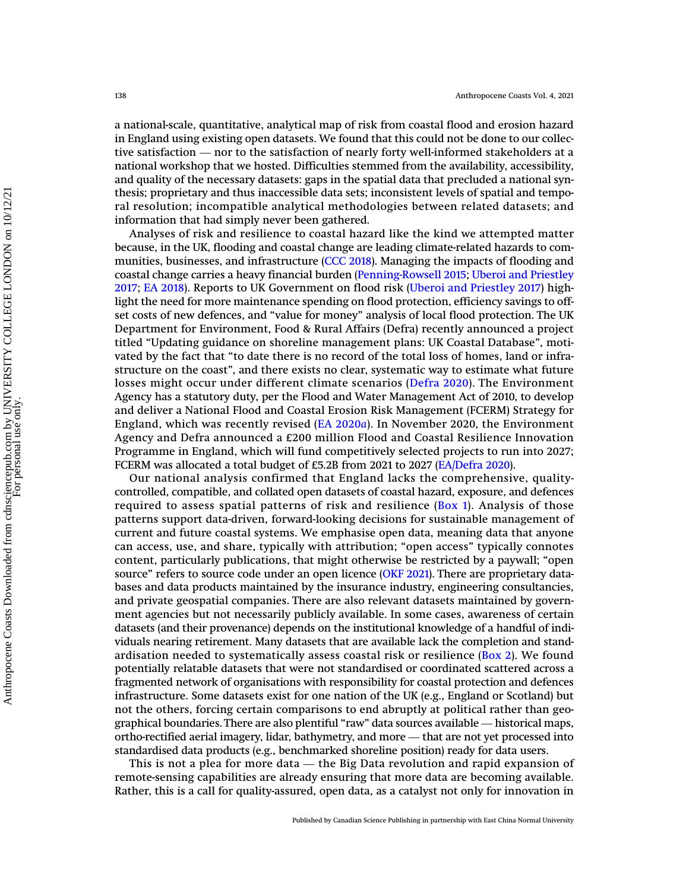a national-scale, quantitative, analytical map of risk from coastal flood and erosion hazard in England using existing open datasets. We found that this could not be done to our collective satisfaction — nor to the satisfaction of nearly forty well-informed stakeholders at a national workshop that we hosted. Difficulties stemmed from the availability, accessibility, and quality of the necessary datasets: gaps in the spatial data that precluded a national synthesis; proprietary and thus inaccessible data sets; inconsistent levels of spatial and temporal resolution; incompatible analytical methodologies between related datasets; and information that had simply never been gathered.

Analyses of risk and resilience to coastal hazard like the kind we attempted matter because, in the UK, flooding and coastal change are leading climate-related hazards to communities, businesses, and infrastructure (CCC 2018). Managing the impacts of flooding and coastal change carries a heavy financial burden (Penning-Rowsell 2015; Uberoi and Priestley 2017; EA 2018). Reports to UK Government on flood risk (Uberoi and Priestley 2017) highlight the need for more maintenance spending on flood protection, efficiency savings to offset costs of new defences, and "value for money" analysis of local flood protection. The UK Department for Environment, Food & Rural Affairs (Defra) recently announced a project titled "Updating guidance on shoreline management plans: UK Coastal Database", motivated by the fact that "to date there is no record of the total loss of homes, land or infrastructure on the coast", and there exists no clear, systematic way to estimate what future losses might occur under different climate scenarios (Defra 2020). The Environment Agency has a statutory duty, per the Flood and Water Management Act of 2010, to develop and deliver a National Flood and Coastal Erosion Risk Management (FCERM) Strategy for England, which was recently revised (EA 2020*a*). In November 2020, the Environment Agency and Defra announced a £200 million Flood and Coastal Resilience Innovation Programme in England, which will fund competitively selected projects to run into 2027; FCERM was allocated a total budget of £5.2B from 2021 to 2027 (EA/Defra 2020).

Our national analysis confirmed that England lacks the comprehensive, quality-controlled, compatible, and collated open datasets of coastal hazard, exposure, and defences required to assess spatial patterns of risk and resilience (Box 1). Analysis of those patterns support data-driven, forward-looking decisions for sustainable management of current and future coastal systems. We emphasise open data, meaning data that anyone can access, use, and share, typically with attribution; "open access" typically connotes content, particularly publications, that might otherwise be restricted by a paywall; "open source" refers to source code under an open licence (OKF 2021). There are proprietary databases and data products maintained by the insurance industry, engineering consultancies, and private geospatial companies. There are also relevant datasets maintained by government agencies but not necessarily publicly available. In some cases, awareness of certain datasets (and their provenance) depends on the institutional knowledge of a handful of individuals nearing retirement. Many datasets that are available lack the completion and standardisation needed to systematically assess coastal risk or resilience (Box 2). We found potentially relatable datasets that were not standardised or coordinated scattered across a fragmented network of organisations with responsibility for coastal protection and defences infrastructure. Some datasets exist for one nation of the UK (e.g., England or Scotland) but not the others, forcing certain comparisons to end abruptly at political rather than geographical boundaries. There are also plentiful "raw" data sources available — historical maps, ortho-rectified aerial imagery, lidar, bathymetry, and more — that are not yet processed into standardised data products (e.g., benchmarked shoreline position) ready for data users.

This is not a plea for more data — the Big Data revolution and rapid expansion of remote-sensing capabilities are already ensuring that more data are becoming available. Rather, this is a call for quality-assured, open data, as a catalyst not only for innovation in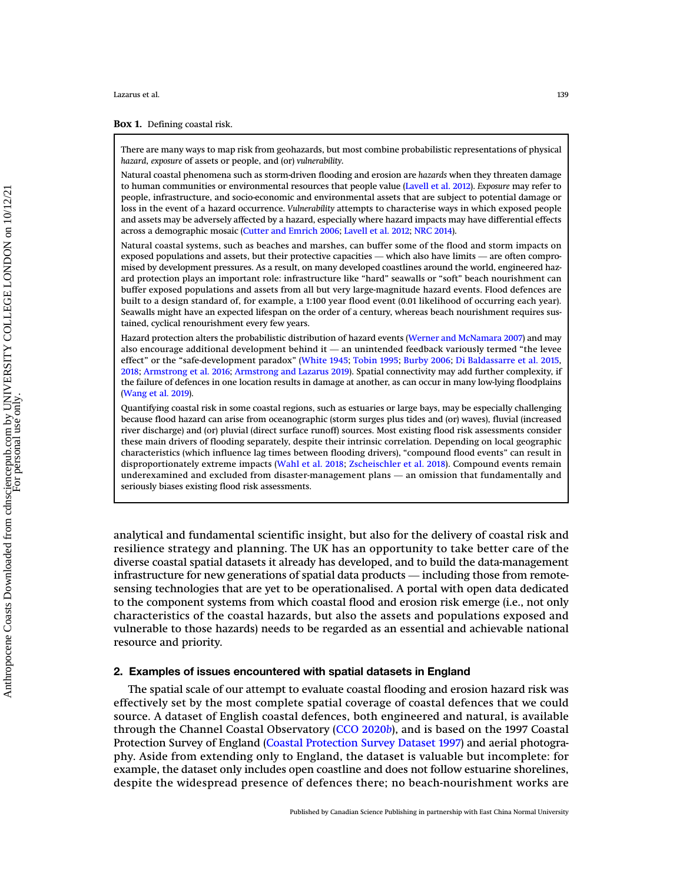**Box 1.** Defining coastal risk.

> There are many ways to map risk from geohazards, but most combine probabilistic representations of physical *hazard*, *exposure* of assets or people, and (or) *vulnerability*.
>
> Natural coastal phenomena such as storm-driven flooding and erosion are *hazards* when they threaten damage to human communities or environmental resources that people value (Lavell et al. 2012). *Exposure* may refer to people, infrastructure, and socio-economic and environmental assets that are subject to potential damage or loss in the event of a hazard occurrence. *Vulnerability* attempts to characterise ways in which exposed people and assets may be adversely affected by a hazard, especially where hazard impacts may have differential effects across a demographic mosaic (Cutter and Emrich 2006; Lavell et al. 2012; NRC 2014).
>
> Natural coastal systems, such as beaches and marshes, can buffer some of the flood and storm impacts on exposed populations and assets, but their protective capacities — which also have limits — are often compromised by development pressures. As a result, on many developed coastlines around the world, engineered hazard protection plays an important role: infrastructure like "hard" seawalls or "soft" beach nourishment can buffer exposed populations and assets from all but very large-magnitude hazard events. Flood defences are built to a design standard of, for example, a 1:100 year flood event (0.01 likelihood of occurring each year). Seawalls might have an expected lifespan on the order of a century, whereas beach nourishment requires sustained, cyclical renourishment every few years.
>
> Hazard protection alters the probabilistic distribution of hazard events (Werner and McNamara 2007) and may also encourage additional development behind it — an unintended feedback variously termed "the levee effect" or the "safe-development paradox" (White 1945; Tobin 1995; Burby 2006; Di Baldassarre et al. 2015, 2018; Armstrong et al. 2016; Armstrong and Lazarus 2019). Spatial connectivity may add further complexity, if the failure of defences in one location results in damage at another, as can occur in many low-lying floodplains (Wang et al. 2019).
>
> Quantifying coastal risk in some coastal regions, such as estuaries or large bays, may be especially challenging because flood hazard can arise from oceanographic (storm surges plus tides and (or) waves), fluvial (increased river discharge) and (or) pluvial (direct surface runoff) sources. Most existing flood risk assessments consider these main drivers of flooding separately, despite their intrinsic correlation. Depending on local geographic characteristics (which influence lag times between flooding drivers), "compound flood events" can result in disproportionately extreme impacts (Wahl et al. 2018; Zscheischler et al. 2018). Compound events remain underexamined and excluded from disaster-management plans — an omission that fundamentally and seriously biases existing flood risk assessments.

analytical and fundamental scientific insight, but also for the delivery of coastal risk and resilience strategy and planning. The UK has an opportunity to take better care of the diverse coastal spatial datasets it already has developed, and to build the data-management infrastructure for new generations of spatial data products — including those from remote-sensing technologies that are yet to be operationalised. A portal with open data dedicated to the component systems from which coastal flood and erosion risk emerge (i.e., not only characteristics of the coastal hazards, but also the assets and populations exposed and vulnerable to those hazards) needs to be regarded as an essential and achievable national resource and priority.

## 2. Examples of issues encountered with spatial datasets in England

The spatial scale of our attempt to evaluate coastal flooding and erosion hazard risk was effectively set by the most complete spatial coverage of coastal defences that we could source. A dataset of English coastal defences, both engineered and natural, is available through the Channel Coastal Observatory (CCO 2020*b*), and is based on the 1997 Coastal Protection Survey of England (Coastal Protection Survey Dataset 1997) and aerial photography. Aside from extending only to England, the dataset is valuable but incomplete: for example, the dataset only includes open coastline and does not follow estuarine shorelines, despite the widespread presence of defences there; no beach-nourishment works are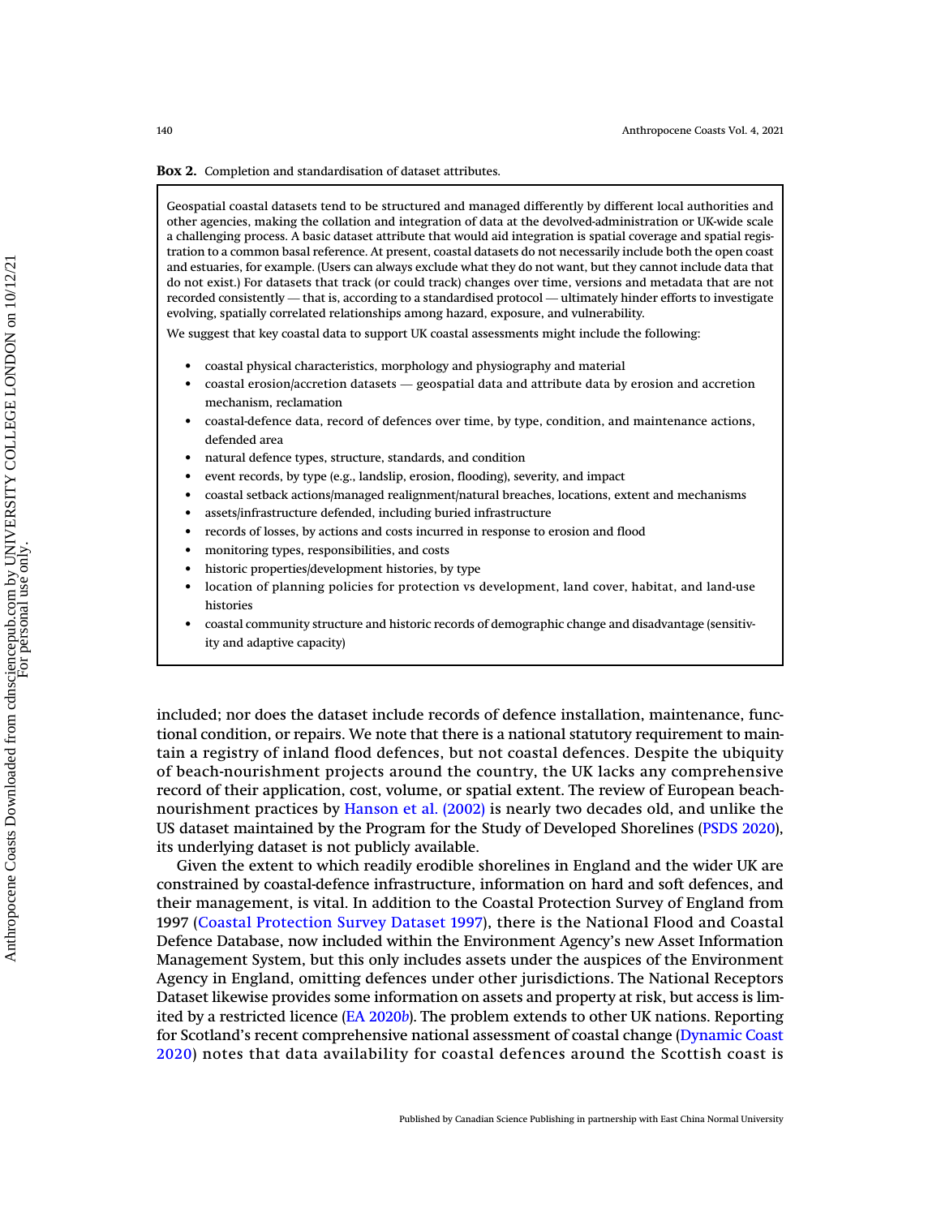**Box 2.** Completion and standardisation of dataset attributes.

Geospatial coastal datasets tend to be structured and managed differently by different local authorities and other agencies, making the collation and integration of data at the devolved-administration or UK-wide scale a challenging process. A basic dataset attribute that would aid integration is spatial coverage and spatial registration to a common basal reference. At present, coastal datasets do not necessarily include both the open coast and estuaries, for example. (Users can always exclude what they do not want, but they cannot include data that do not exist.) For datasets that track (or could track) changes over time, versions and metadata that are not recorded consistently — that is, according to a standardised protocol — ultimately hinder efforts to investigate evolving, spatially correlated relationships among hazard, exposure, and vulnerability.

We suggest that key coastal data to support UK coastal assessments might include the following:

- coastal physical characteristics, morphology and physiography and material
- coastal erosion/accretion datasets — geospatial data and attribute data by erosion and accretion mechanism, reclamation
- coastal-defence data, record of defences over time, by type, condition, and maintenance actions, defended area
- natural defence types, structure, standards, and condition
- event records, by type (e.g., landslip, erosion, flooding), severity, and impact
- coastal setback actions/managed realignment/natural breaches, locations, extent and mechanisms
- assets/infrastructure defended, including buried infrastructure
- records of losses, by actions and costs incurred in response to erosion and flood
- monitoring types, responsibilities, and costs
- historic properties/development histories, by type
- location of planning policies for protection vs development, land cover, habitat, and land-use histories
- coastal community structure and historic records of demographic change and disadvantage (sensitivity and adaptive capacity)

included; nor does the dataset include records of defence installation, maintenance, functional condition, or repairs. We note that there is a national statutory requirement to maintain a registry of inland flood defences, but not coastal defences. Despite the ubiquity of beach-nourishment projects around the country, the UK lacks any comprehensive record of their application, cost, volume, or spatial extent. The review of European beach-nourishment practices by Hanson et al. (2002) is nearly two decades old, and unlike the US dataset maintained by the Program for the Study of Developed Shorelines (PSDS 2020), its underlying dataset is not publicly available.

Given the extent to which readily erodible shorelines in England and the wider UK are constrained by coastal-defence infrastructure, information on hard and soft defences, and their management, is vital. In addition to the Coastal Protection Survey of England from 1997 (Coastal Protection Survey Dataset 1997), there is the National Flood and Coastal Defence Database, now included within the Environment Agency's new Asset Information Management System, but this only includes assets under the auspices of the Environment Agency in England, omitting defences under other jurisdictions. The National Receptors Dataset likewise provides some information on assets and property at risk, but access is limited by a restricted licence (EA 2020*b*). The problem extends to other UK nations. Reporting for Scotland's recent comprehensive national assessment of coastal change (Dynamic Coast 2020) notes that data availability for coastal defences around the Scottish coast is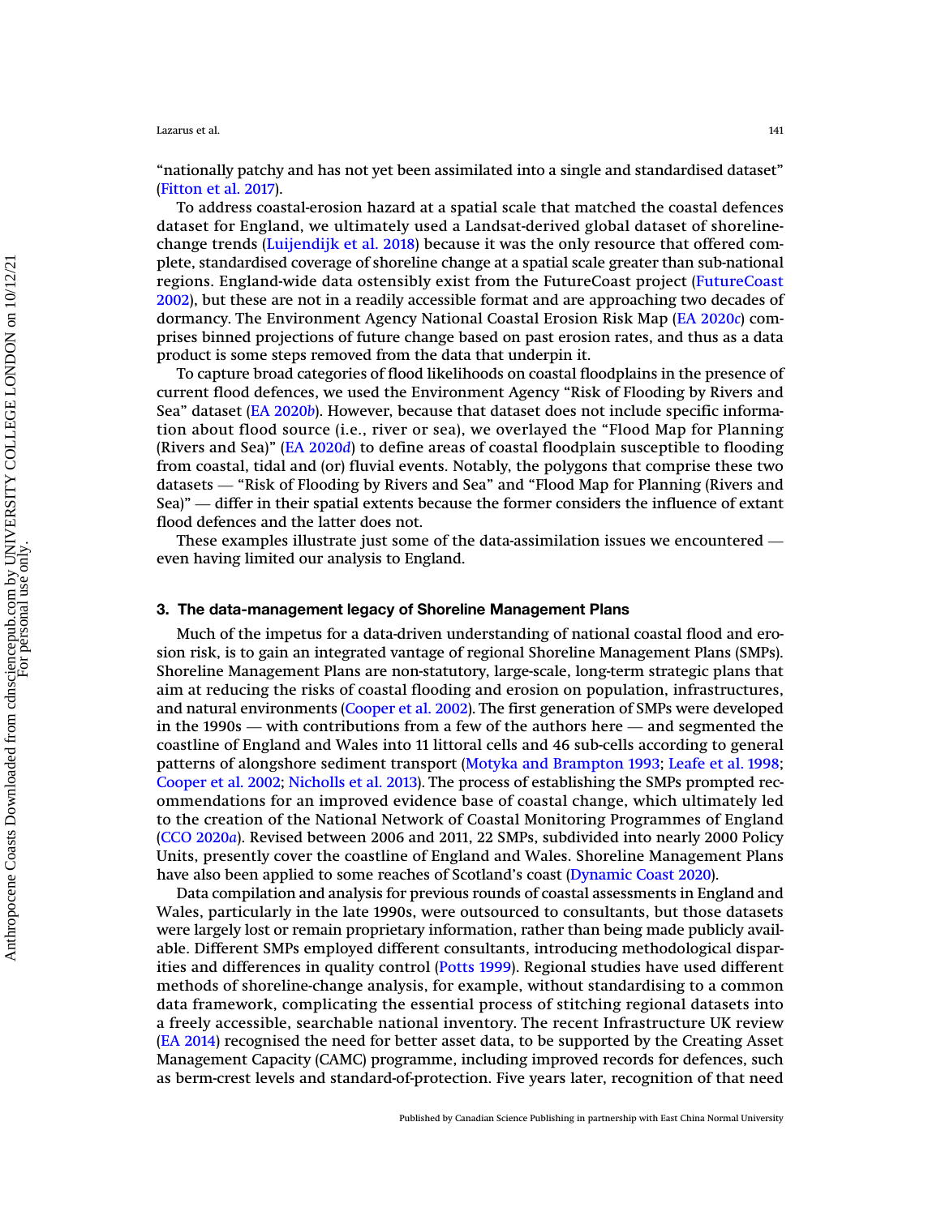"nationally patchy and has not yet been assimilated into a single and standardised dataset" (Fitton et al. 2017).

To address coastal-erosion hazard at a spatial scale that matched the coastal defences dataset for England, we ultimately used a Landsat-derived global dataset of shoreline-change trends (Luijendijk et al. 2018) because it was the only resource that offered complete, standardised coverage of shoreline change at a spatial scale greater than sub-national regions. England-wide data ostensibly exist from the FutureCoast project (FutureCoast 2002), but these are not in a readily accessible format and are approaching two decades of dormancy. The Environment Agency National Coastal Erosion Risk Map (EA 2020*c*) comprises binned projections of future change based on past erosion rates, and thus as a data product is some steps removed from the data that underpin it.

To capture broad categories of flood likelihoods on coastal floodplains in the presence of current flood defences, we used the Environment Agency "Risk of Flooding by Rivers and Sea" dataset (EA 2020*b*). However, because that dataset does not include specific information about flood source (i.e., river or sea), we overlayed the "Flood Map for Planning (Rivers and Sea)" (EA 2020*d*) to define areas of coastal floodplain susceptible to flooding from coastal, tidal and (or) fluvial events. Notably, the polygons that comprise these two datasets — "Risk of Flooding by Rivers and Sea" and "Flood Map for Planning (Rivers and Sea)" — differ in their spatial extents because the former considers the influence of extant flood defences and the latter does not.

These examples illustrate just some of the data-assimilation issues we encountered — even having limited our analysis to England.

## 3. The data-management legacy of Shoreline Management Plans

Much of the impetus for a data-driven understanding of national coastal flood and erosion risk, is to gain an integrated vantage of regional Shoreline Management Plans (SMPs). Shoreline Management Plans are non-statutory, large-scale, long-term strategic plans that aim at reducing the risks of coastal flooding and erosion on population, infrastructures, and natural environments (Cooper et al. 2002). The first generation of SMPs were developed in the 1990s — with contributions from a few of the authors here — and segmented the coastline of England and Wales into 11 littoral cells and 46 sub-cells according to general patterns of alongshore sediment transport (Motyka and Brampton 1993; Leafe et al. 1998; Cooper et al. 2002; Nicholls et al. 2013). The process of establishing the SMPs prompted recommendations for an improved evidence base of coastal change, which ultimately led to the creation of the National Network of Coastal Monitoring Programmes of England (CCO 2020*a*). Revised between 2006 and 2011, 22 SMPs, subdivided into nearly 2000 Policy Units, presently cover the coastline of England and Wales. Shoreline Management Plans have also been applied to some reaches of Scotland's coast (Dynamic Coast 2020).

Data compilation and analysis for previous rounds of coastal assessments in England and Wales, particularly in the late 1990s, were outsourced to consultants, but those datasets were largely lost or remain proprietary information, rather than being made publicly available. Different SMPs employed different consultants, introducing methodological disparities and differences in quality control (Potts 1999). Regional studies have used different methods of shoreline-change analysis, for example, without standardising to a common data framework, complicating the essential process of stitching regional datasets into a freely accessible, searchable national inventory. The recent Infrastructure UK review (EA 2014) recognised the need for better asset data, to be supported by the Creating Asset Management Capacity (CAMC) programme, including improved records for defences, such as berm-crest levels and standard-of-protection. Five years later, recognition of that need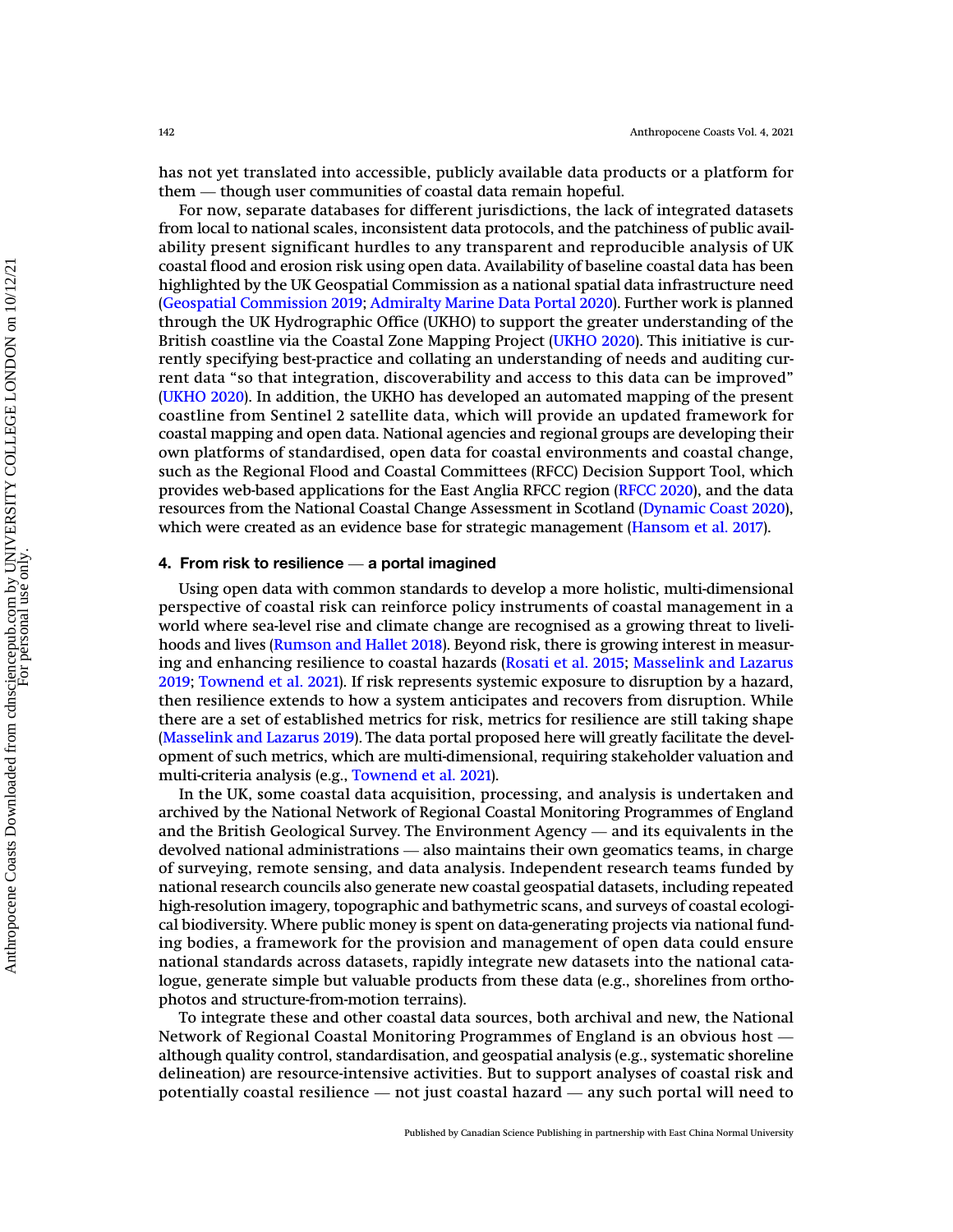has not yet translated into accessible, publicly available data products or a platform for them — though user communities of coastal data remain hopeful.

For now, separate databases for different jurisdictions, the lack of integrated datasets from local to national scales, inconsistent data protocols, and the patchiness of public availability present significant hurdles to any transparent and reproducible analysis of UK coastal flood and erosion risk using open data. Availability of baseline coastal data has been highlighted by the UK Geospatial Commission as a national spatial data infrastructure need (Geospatial Commission 2019; Admiralty Marine Data Portal 2020). Further work is planned through the UK Hydrographic Office (UKHO) to support the greater understanding of the British coastline via the Coastal Zone Mapping Project (UKHO 2020). This initiative is currently specifying best-practice and collating an understanding of needs and auditing current data "so that integration, discoverability and access to this data can be improved" (UKHO 2020). In addition, the UKHO has developed an automated mapping of the present coastline from Sentinel 2 satellite data, which will provide an updated framework for coastal mapping and open data. National agencies and regional groups are developing their own platforms of standardised, open data for coastal environments and coastal change, such as the Regional Flood and Coastal Committees (RFCC) Decision Support Tool, which provides web-based applications for the East Anglia RFCC region (RFCC 2020), and the data resources from the National Coastal Change Assessment in Scotland (Dynamic Coast 2020), which were created as an evidence base for strategic management (Hansom et al. 2017).

## 4. From risk to resilience — a portal imagined

Using open data with common standards to develop a more holistic, multi-dimensional perspective of coastal risk can reinforce policy instruments of coastal management in a world where sea-level rise and climate change are recognised as a growing threat to livelihoods and lives (Rumson and Hallet 2018). Beyond risk, there is growing interest in measuring and enhancing resilience to coastal hazards (Rosati et al. 2015; Masselink and Lazarus 2019; Townend et al. 2021). If risk represents systemic exposure to disruption by a hazard, then resilience extends to how a system anticipates and recovers from disruption. While there are a set of established metrics for risk, metrics for resilience are still taking shape (Masselink and Lazarus 2019). The data portal proposed here will greatly facilitate the development of such metrics, which are multi-dimensional, requiring stakeholder valuation and multi-criteria analysis (e.g., Townend et al. 2021).

In the UK, some coastal data acquisition, processing, and analysis is undertaken and archived by the National Network of Regional Coastal Monitoring Programmes of England and the British Geological Survey. The Environment Agency — and its equivalents in the devolved national administrations — also maintains their own geomatics teams, in charge of surveying, remote sensing, and data analysis. Independent research teams funded by national research councils also generate new coastal geospatial datasets, including repeated high-resolution imagery, topographic and bathymetric scans, and surveys of coastal ecological biodiversity. Where public money is spent on data-generating projects via national funding bodies, a framework for the provision and management of open data could ensure national standards across datasets, rapidly integrate new datasets into the national catalogue, generate simple but valuable products from these data (e.g., shorelines from orthophotos and structure-from-motion terrains).

To integrate these and other coastal data sources, both archival and new, the National Network of Regional Coastal Monitoring Programmes of England is an obvious host — although quality control, standardisation, and geospatial analysis (e.g., systematic shoreline delineation) are resource-intensive activities. But to support analyses of coastal risk and potentially coastal resilience — not just coastal hazard — any such portal will need to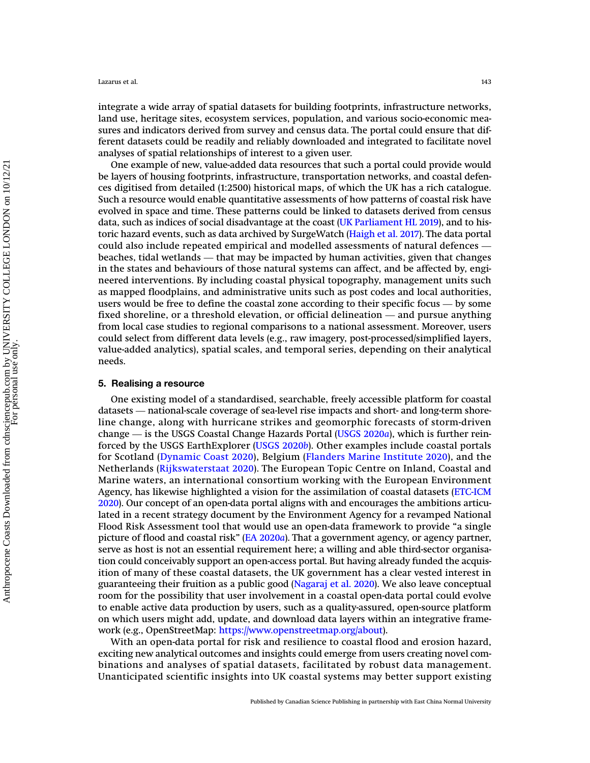integrate a wide array of spatial datasets for building footprints, infrastructure networks, land use, heritage sites, ecosystem services, population, and various socio-economic measures and indicators derived from survey and census data. The portal could ensure that different datasets could be readily and reliably downloaded and integrated to facilitate novel analyses of spatial relationships of interest to a given user.

One example of new, value-added data resources that such a portal could provide would be layers of housing footprints, infrastructure, transportation networks, and coastal defences digitised from detailed (1:2500) historical maps, of which the UK has a rich catalogue. Such a resource would enable quantitative assessments of how patterns of coastal risk have evolved in space and time. These patterns could be linked to datasets derived from census data, such as indices of social disadvantage at the coast (UK Parliament HL 2019), and to historic hazard events, such as data archived by SurgeWatch (Haigh et al. 2017). The data portal could also include repeated empirical and modelled assessments of natural defences — beaches, tidal wetlands — that may be impacted by human activities, given that changes in the states and behaviours of those natural systems can affect, and be affected by, engineered interventions. By including coastal physical topography, management units such as mapped floodplains, and administrative units such as post codes and local authorities, users would be free to define the coastal zone according to their specific focus — by some fixed shoreline, or a threshold elevation, or official delineation — and pursue anything from local case studies to regional comparisons to a national assessment. Moreover, users could select from different data levels (e.g., raw imagery, post-processed/simplified layers, value-added analytics), spatial scales, and temporal series, depending on their analytical needs.

## 5. Realising a resource

One existing model of a standardised, searchable, freely accessible platform for coastal datasets — national-scale coverage of sea-level rise impacts and short- and long-term shoreline change, along with hurricane strikes and geomorphic forecasts of storm-driven change — is the USGS Coastal Change Hazards Portal (USGS 2020*a*), which is further reinforced by the USGS EarthExplorer (USGS 2020*b*). Other examples include coastal portals for Scotland (Dynamic Coast 2020), Belgium (Flanders Marine Institute 2020), and the Netherlands (Rijkswaterstaat 2020). The European Topic Centre on Inland, Coastal and Marine waters, an international consortium working with the European Environment Agency, has likewise highlighted a vision for the assimilation of coastal datasets (ETC-ICM 2020). Our concept of an open-data portal aligns with and encourages the ambitions articulated in a recent strategy document by the Environment Agency for a revamped National Flood Risk Assessment tool that would use an open-data framework to provide "a single picture of flood and coastal risk" (EA 2020*a*). That a government agency, or agency partner, serve as host is not an essential requirement here; a willing and able third-sector organisation could conceivably support an open-access portal. But having already funded the acquisition of many of these coastal datasets, the UK government has a clear vested interest in guaranteeing their fruition as a public good (Nagaraj et al. 2020). We also leave conceptual room for the possibility that user involvement in a coastal open-data portal could evolve to enable active data production by users, such as a quality-assured, open-source platform on which users might add, update, and download data layers within an integrative framework (e.g., OpenStreetMap: https://www.openstreetmap.org/about).

With an open-data portal for risk and resilience to coastal flood and erosion hazard, exciting new analytical outcomes and insights could emerge from users creating novel combinations and analyses of spatial datasets, facilitated by robust data management. Unanticipated scientific insights into UK coastal systems may better support existing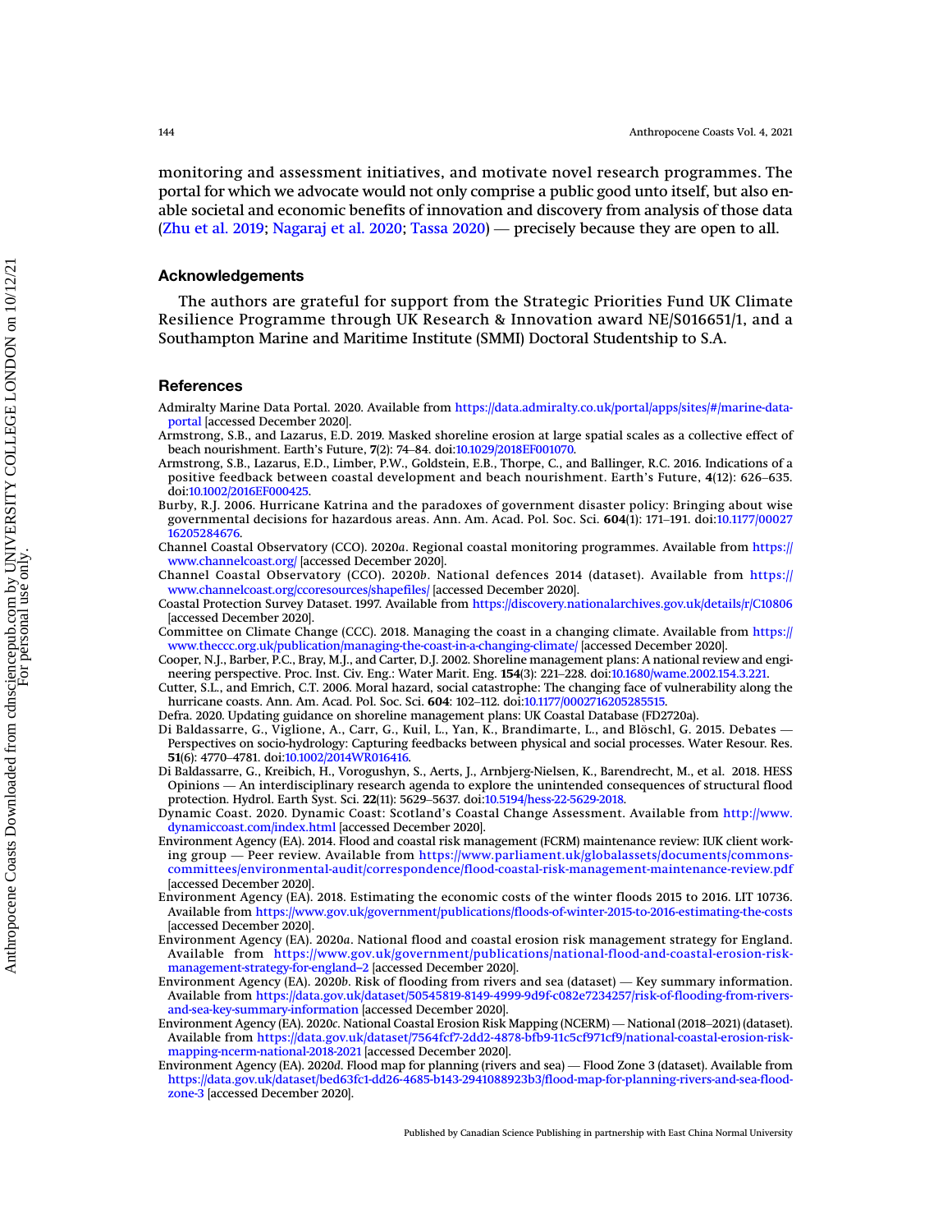monitoring and assessment initiatives, and motivate novel research programmes. The portal for which we advocate would not only comprise a public good unto itself, but also enable societal and economic benefits of innovation and discovery from analysis of those data (Zhu et al. 2019; Nagaraj et al. 2020; Tassa 2020) — precisely because they are open to all.

## Acknowledgements

The authors are grateful for support from the Strategic Priorities Fund UK Climate Resilience Programme through UK Research & Innovation award NE/S016651/1, and a Southampton Marine and Maritime Institute (SMMI) Doctoral Studentship to S.A.

## References

Admiralty Marine Data Portal. 2020. Available from https://data.admiralty.co.uk/portal/apps/sites/#/marine-data-portal [accessed December 2020].

Armstrong, S.B., and Lazarus, E.D. 2019. Masked shoreline erosion at large spatial scales as a collective effect of beach nourishment. Earth's Future, **7**(2): 74–84. doi:10.1029/2018EF001070.

Armstrong, S.B., Lazarus, E.D., Limber, P.W., Goldstein, E.B., Thorpe, C., and Ballinger, R.C. 2016. Indications of a positive feedback between coastal development and beach nourishment. Earth's Future, **4**(12): 626–635. doi:10.1002/2016EF000425.

Burby, R.J. 2006. Hurricane Katrina and the paradoxes of government disaster policy: Bringing about wise governmental decisions for hazardous areas. Ann. Am. Acad. Pol. Soc. Sci. **604**(1): 171–191. doi:10.1177/0002716205284676.

Channel Coastal Observatory (CCO). 2020*a*. Regional coastal monitoring programmes. Available from https://www.channelcoast.org/ [accessed December 2020].

Channel Coastal Observatory (CCO). 2020*b*. National defences 2014 (dataset). Available from https://www.channelcoast.org/ccoresources/shapefiles/ [accessed December 2020].

Coastal Protection Survey Dataset. 1997. Available from https://discovery.nationalarchives.gov.uk/details/r/C10806 [accessed December 2020].

Committee on Climate Change (CCC). 2018. Managing the coast in a changing climate. Available from https://www.theccc.org.uk/publication/managing-the-coast-in-a-changing-climate/ [accessed December 2020].

Cooper, N.J., Barber, P.C., Bray, M.J., and Carter, D.J. 2002. Shoreline management plans: A national review and engineering perspective. Proc. Inst. Civ. Eng.: Water Marit. Eng. **154**(3): 221–228. doi:10.1680/wame.2002.154.3.221.

Cutter, S.L., and Emrich, C.T. 2006. Moral hazard, social catastrophe: The changing face of vulnerability along the hurricane coasts. Ann. Am. Acad. Pol. Soc. Sci. **604**: 102–112. doi:10.1177/0002716205285515.

Defra. 2020. Updating guidance on shoreline management plans: UK Coastal Database (FD2720a).

Di Baldassarre, G., Viglione, A., Carr, G., Kuil, L., Yan, K., Brandimarte, L., and Blöschl, G. 2015. Debates — Perspectives on socio-hydrology: Capturing feedbacks between physical and social processes. Water Resour. Res. **51**(6): 4770–4781. doi:10.1002/2014WR016416.

Di Baldassarre, G., Kreibich, H., Vorogushyn, S., Aerts, J., Arnbjerg-Nielsen, K., Barendrecht, M., et al. 2018. HESS Opinions — An interdisciplinary research agenda to explore the unintended consequences of structural flood protection. Hydrol. Earth Syst. Sci. **22**(11): 5629–5637. doi:10.5194/hess-22-5629-2018.

Dynamic Coast. 2020. Dynamic Coast: Scotland's Coastal Change Assessment. Available from http://www.dynamiccoast.com/index.html [accessed December 2020].

Environment Agency (EA). 2014. Flood and coastal risk management (FCRM) maintenance review: IUK client working group — Peer review. Available from https://www.parliament.uk/globalassets/documents/commons-committees/environmental-audit/correspondence/flood-coastal-risk-management-maintenance-review.pdf [accessed December 2020].

Environment Agency (EA). 2018. Estimating the economic costs of the winter floods 2015 to 2016. LIT 10736. Available from https://www.gov.uk/government/publications/floods-of-winter-2015-to-2016-estimating-the-costs [accessed December 2020].

Environment Agency (EA). 2020*a*. National flood and coastal erosion risk management strategy for England. Available from https://www.gov.uk/government/publications/national-flood-and-coastal-erosion-risk-management-strategy-for-england--2 [accessed December 2020].

Environment Agency (EA). 2020*b*. Risk of flooding from rivers and sea (dataset) — Key summary information. Available from https://data.gov.uk/dataset/50545819-8149-4999-9d9f-c082e7234257/risk-of-flooding-from-rivers-and-sea-key-summary-information [accessed December 2020].

Environment Agency (EA). 2020*c*. National Coastal Erosion Risk Mapping (NCERM) — National (2018–2021) (dataset). Available from https://data.gov.uk/dataset/7564fcf7-2dd2-4878-bfb9-11c5cf971cf9/national-coastal-erosion-risk-mapping-ncerm-national-2018-2021 [accessed December 2020].

Environment Agency (EA). 2020*d*. Flood map for planning (rivers and sea) — Flood Zone 3 (dataset). Available from https://data.gov.uk/dataset/bed63fc1-dd26-4685-b143-2941088923b3/flood-map-for-planning-rivers-and-sea-flood-zone-3 [accessed December 2020].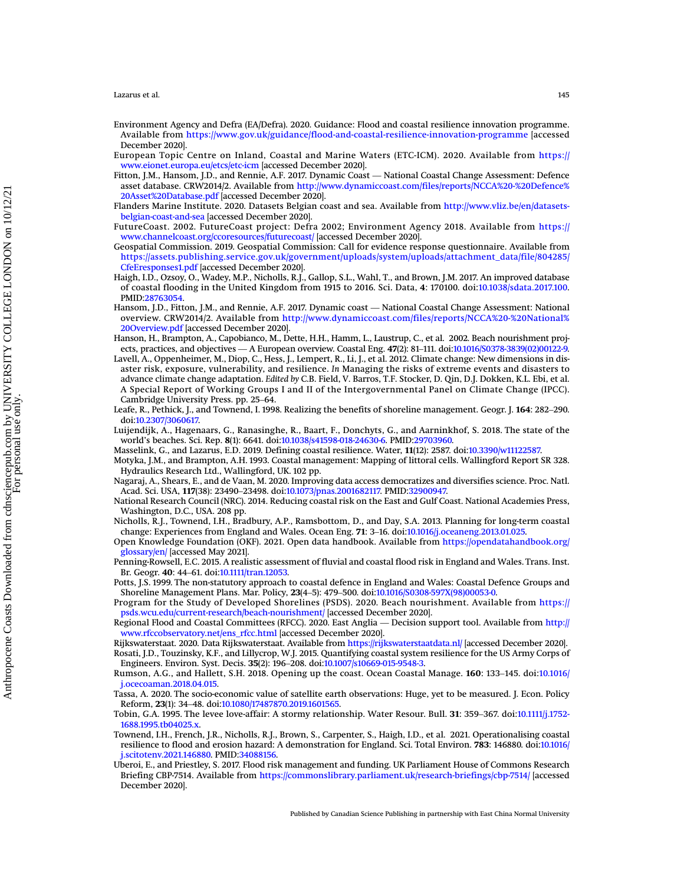Environment Agency and Defra (EA/Defra). 2020. Guidance: Flood and coastal resilience innovation programme. Available from https://www.gov.uk/guidance/flood-and-coastal-resilience-innovation-programme [accessed December 2020].

European Topic Centre on Inland, Coastal and Marine Waters (ETC-ICM). 2020. Available from https://www.eionet.europa.eu/etcs/etc-icm [accessed December 2020].

Fitton, J.M., Hansom, J.D., and Rennie, A.F. 2017. Dynamic Coast — National Coastal Change Assessment: Defence asset database. CRW2014/2. Available from http://www.dynamiccoast.com/files/reports/NCCA%20-%20Defence%20Asset%20Database.pdf [accessed December 2020].

Flanders Marine Institute. 2020. Datasets Belgian coast and sea. Available from http://www.vliz.be/en/datasets-belgian-coast-and-sea [accessed December 2020].

FutureCoast. 2002. FutureCoast project: Defra 2002; Environment Agency 2018. Available from https://www.channelcoast.org/ccoresources/futurecoast/ [accessed December 2020].

Geospatial Commission. 2019. Geospatial Commission: Call for evidence response questionnaire. Available from https://assets.publishing.service.gov.uk/government/uploads/system/uploads/attachment_data/file/804285/CfeEresponses1.pdf [accessed December 2020].

Haigh, I.D., Ozsoy, O., Wadey, M.P., Nicholls, R.J., Gallop, S.L., Wahl, T., and Brown, J.M. 2017. An improved database of coastal flooding in the United Kingdom from 1915 to 2016. Sci. Data, **4**: 170100. doi:10.1038/sdata.2017.100. PMID:28763054.

Hansom, J.D., Fitton, J.M., and Rennie, A.F. 2017. Dynamic coast — National Coastal Change Assessment: National overview. CRW2014/2. Available from http://www.dynamiccoast.com/files/reports/NCCA%20-%20National%20Overview.pdf [accessed December 2020].

Hanson, H., Brampton, A., Capobianco, M., Dette, H.H., Hamm, L., Laustrup, C., et al. 2002. Beach nourishment projects, practices, and objectives — A European overview. Coastal Eng. **47**(2): 81–111. doi:10.1016/S0378-3839(02)00122-9.

Lavell, A., Oppenheimer, M., Diop, C., Hess, J., Lempert, R., Li, J., et al. 2012. Climate change: New dimensions in disaster risk, exposure, vulnerability, and resilience. *In* Managing the risks of extreme events and disasters to advance climate change adaptation. *Edited by* C.B. Field, V. Barros, T.F. Stocker, D. Qin, D.J. Dokken, K.L. Ebi, et al. A Special Report of Working Groups I and II of the Intergovernmental Panel on Climate Change (IPCC). Cambridge University Press. pp. 25–64.

Leafe, R., Pethick, J., and Townend, I. 1998. Realizing the benefits of shoreline management. Geogr. J. **164**: 282–290. doi:10.2307/3060617.

Luijendijk, A., Hagenaars, G., Ranasinghe, R., Baart, F., Donchyts, G., and Aarninkhof, S. 2018. The state of the world's beaches. Sci. Rep. **8**(1): 6641. doi:10.1038/s41598-018-24630-6. PMID:29703960.

Masselink, G., and Lazarus, E.D. 2019. Defining coastal resilience. Water, **11**(12): 2587. doi:10.3390/w11122587.

Motyka, J.M., and Brampton, A.H. 1993. Coastal management: Mapping of littoral cells. Wallingford Report SR 328. Hydraulics Research Ltd., Wallingford, UK. 102 pp.

Nagaraj, A., Shears, E., and de Vaan, M. 2020. Improving data access democratizes and diversifies science. Proc. Natl. Acad. Sci. USA, **117**(38): 23490–23498. doi:10.1073/pnas.2001682117. PMID:32900947.

National Research Council (NRC). 2014. Reducing coastal risk on the East and Gulf Coast. National Academies Press, Washington, D.C., USA. 208 pp.

Nicholls, R.J., Townend, I.H., Bradbury, A.P., Ramsbottom, D., and Day, S.A. 2013. Planning for long-term coastal change: Experiences from England and Wales. Ocean Eng. **71**: 3–16. doi:10.1016/j.oceaneng.2013.01.025.

Open Knowledge Foundation (OKF). 2021. Open data handbook. Available from https://opendatahandbook.org/glossary/en/ [accessed May 2021].

Penning-Rowsell, E.C. 2015. A realistic assessment of fluvial and coastal flood risk in England and Wales. Trans. Inst. Br. Geogr. **40**: 44–61. doi:10.1111/tran.12053.

Potts, J.S. 1999. The non-statutory approach to coastal defence in England and Wales: Coastal Defence Groups and Shoreline Management Plans. Mar. Policy, **23**(4–5): 479–500. doi:10.1016/S0308-597X(98)00053-0.

Program for the Study of Developed Shorelines (PSDS). 2020. Beach nourishment. Available from https://psds.wcu.edu/current-research/beach-nourishment/ [accessed December 2020].

Regional Flood and Coastal Committees (RFCC). 2020. East Anglia — Decision support tool. Available from http://www.rfccobservatory.net/ens_rfcc.html [accessed December 2020].

Rijkswaterstaat. 2020. Data Rijkswaterstaat. Available from https://rijkswaterstaatdata.nl/ [accessed December 2020].

Rosati, J.D., Touzinsky, K.F., and Lillycrop, W.J. 2015. Quantifying coastal system resilience for the US Army Corps of Engineers. Environ. Syst. Decis. **35**(2): 196–208. doi:10.1007/s10669-015-9548-3.

Rumson, A.G., and Hallett, S.H. 2018. Opening up the coast. Ocean Coastal Manage. **160**: 133–145. doi:10.1016/j.ocecoaman.2018.04.015.

Tassa, A. 2020. The socio-economic value of satellite earth observations: Huge, yet to be measured. J. Econ. Policy Reform, **23**(1): 34–48. doi:10.1080/17487870.2019.1601565.

Tobin, G.A. 1995. The levee love-affair: A stormy relationship. Water Resour. Bull. **31**: 359–367. doi:10.1111/j.1752-1688.1995.tb04025.x.

Townend, I.H., French, J.R., Nicholls, R.J., Brown, S., Carpenter, S., Haigh, I.D., et al. 2021. Operationalising coastal resilience to flood and erosion hazard: A demonstration for England. Sci. Total Environ. **783**: 146880. doi:10.1016/j.scitotenv.2021.146880. PMID:34088156.

Uberoi, E., and Priestley, S. 2017. Flood risk management and funding. UK Parliament House of Commons Research Briefing CBP-7514. Available from https://commonslibrary.parliament.uk/research-briefings/cbp-7514/ [accessed December 2020].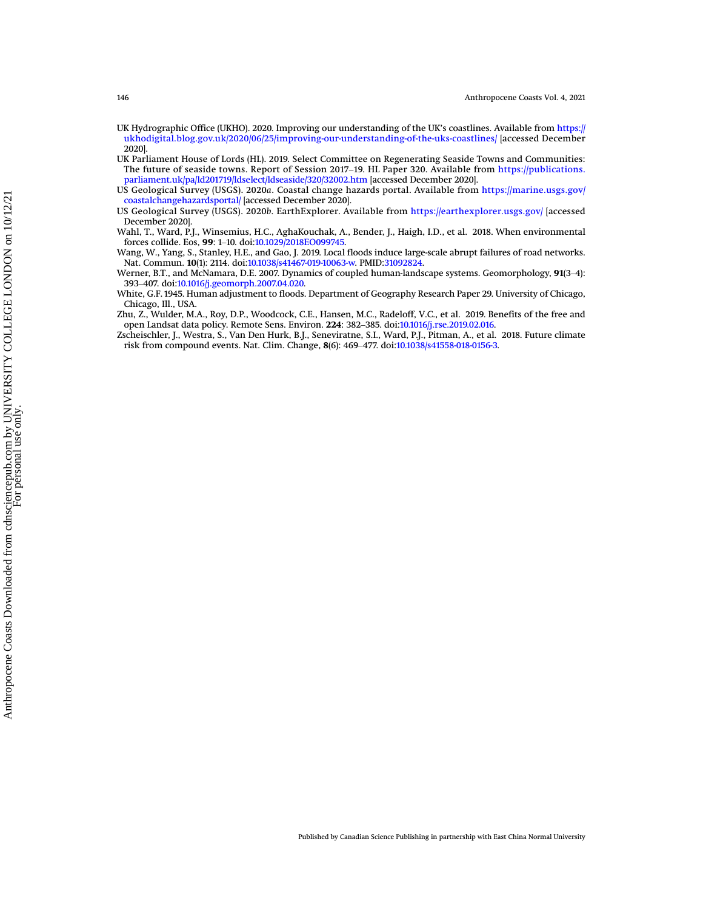UK Hydrographic Office (UKHO). 2020. Improving our understanding of the UK's coastlines. Available from https://ukhodigital.blog.gov.uk/2020/06/25/improving-our-understanding-of-the-uks-coastlines/ [accessed December 2020].

UK Parliament House of Lords (HL). 2019. Select Committee on Regenerating Seaside Towns and Communities: The future of seaside towns. Report of Session 2017–19. HL Paper 320. Available from https://publications.parliament.uk/pa/ld201719/ldselect/ldseaside/320/32002.htm [accessed December 2020].

US Geological Survey (USGS). 2020*a*. Coastal change hazards portal. Available from https://marine.usgs.gov/coastalchangehazardsportal/ [accessed December 2020].

US Geological Survey (USGS). 2020*b*. EarthExplorer. Available from https://earthexplorer.usgs.gov/ [accessed December 2020].

Wahl, T., Ward, P.J., Winsemius, H.C., AghaKouchak, A., Bender, J., Haigh, I.D., et al. 2018. When environmental forces collide. Eos, **99**: 1–10. doi:10.1029/2018EO099745.

Wang, W., Yang, S., Stanley, H.E., and Gao, J. 2019. Local floods induce large-scale abrupt failures of road networks. Nat. Commun. **10**(1): 2114. doi:10.1038/s41467-019-10063-w. PMID:31092824.

Werner, B.T., and McNamara, D.E. 2007. Dynamics of coupled human-landscape systems. Geomorphology, **91**(3–4): 393–407. doi:10.1016/j.geomorph.2007.04.020.

White, G.F. 1945. Human adjustment to floods. Department of Geography Research Paper 29. University of Chicago, Chicago, Ill., USA.

Zhu, Z., Wulder, M.A., Roy, D.P., Woodcock, C.E., Hansen, M.C., Radeloff, V.C., et al. 2019. Benefits of the free and open Landsat data policy. Remote Sens. Environ. **224**: 382–385. doi:10.1016/j.rse.2019.02.016.

Zscheischler, J., Westra, S., Van Den Hurk, B.J., Seneviratne, S.I., Ward, P.J., Pitman, A., et al. 2018. Future climate risk from compound events. Nat. Clim. Change, **8**(6): 469–477. doi:10.1038/s41558-018-0156-3.